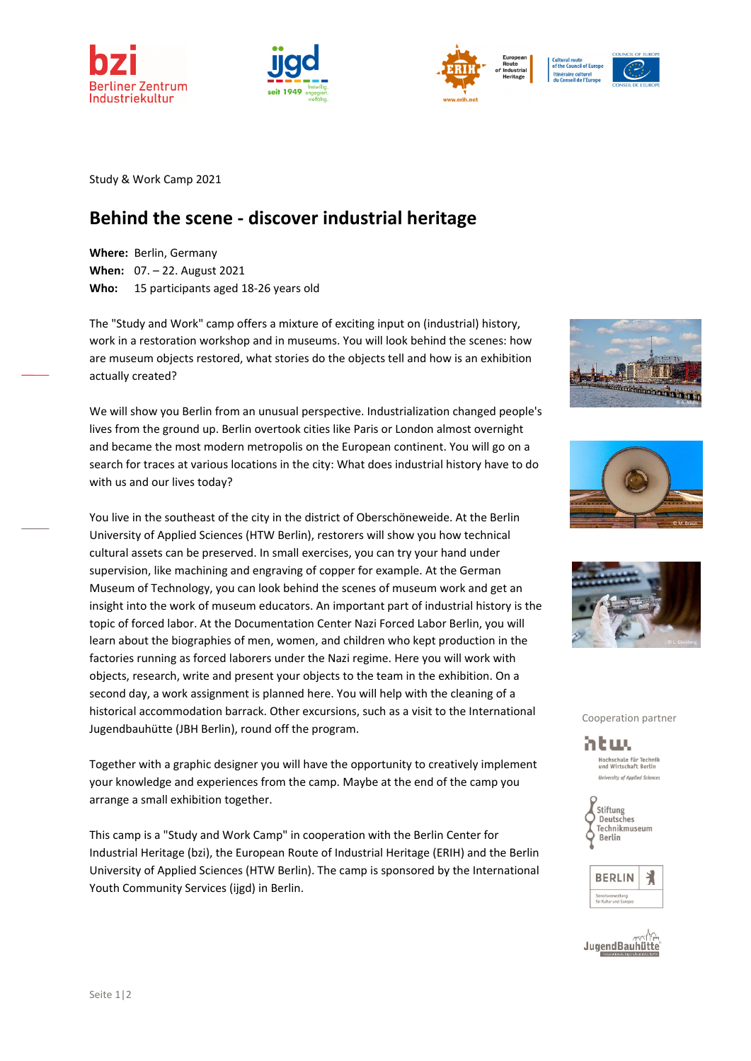Study & Work Camp 2021

# Behind the scene - discover industrial heritage

**Where:** Berlin, Germany
**When:** 07. – 22. August 2021
**Who:** 15 participants aged 18-26 years old

The "Study and Work" camp offers a mixture of exciting input on (industrial) history, work in a restoration workshop and in museums. You will look behind the scenes: how are museum objects restored, what stories do the objects tell and how is an exhibition actually created?

We will show you Berlin from an unusual perspective. Industrialization changed people's lives from the ground up. Berlin overtook cities like Paris or London almost overnight and became the most modern metropolis on the European continent. You will go on a search for traces at various locations in the city: What does industrial history have to do with us and our lives today?

You live in the southeast of the city in the district of Oberschöneweide. At the Berlin University of Applied Sciences (HTW Berlin), restorers will show you how technical cultural assets can be preserved. In small exercises, you can try your hand under supervision, like machining and engraving of copper for example. At the German Museum of Technology, you can look behind the scenes of museum work and get an insight into the work of museum educators. An important part of industrial history is the topic of forced labor. At the Documentation Center Nazi Forced Labor Berlin, you will learn about the biographies of men, women, and children who kept production in the factories running as forced laborers under the Nazi regime. Here you will work with objects, research, write and present your objects to the team in the exhibition. On a second day, a work assignment is planned here. You will help with the cleaning of a historical accommodation barrack. Other excursions, such as a visit to the International Jugendbauhütte (JBH Berlin), round off the program.

Together with a graphic designer you will have the opportunity to creatively implement your knowledge and experiences from the camp. Maybe at the end of the camp you arrange a small exhibition together.

This camp is a "Study and Work Camp" in cooperation with the Berlin Center for Industrial Heritage (bzi), the European Route of Industrial Heritage (ERIH) and the Berlin University of Applied Sciences (HTW Berlin). The camp is sponsored by the International Youth Community Services (ijgd) in Berlin.

Cooperation partner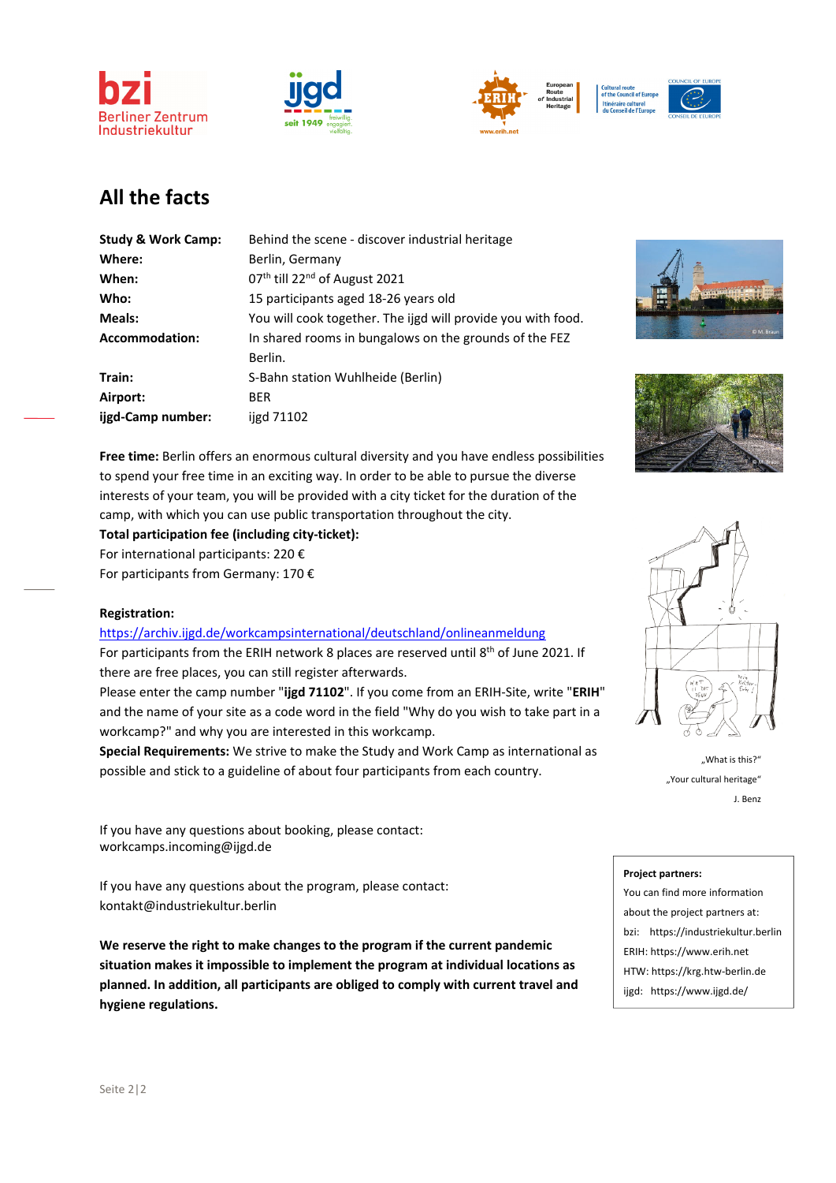## All the facts

| | |
|---|---|
| **Study & Work Camp:** | Behind the scene - discover industrial heritage |
| **Where:** | Berlin, Germany |
| **When:** | 07th till 22nd of August 2021 |
| **Who:** | 15 participants aged 18-26 years old |
| **Meals:** | You will cook together. The ijgd will provide you with food. |
| **Accommodation:** | In shared rooms in bungalows on the grounds of the FEZ Berlin. |
| **Train:** | S-Bahn station Wuhlheide (Berlin) |
| **Airport:** | BER |
| **ijgd-Camp number:** | ijgd 71102 |

**Free time:** Berlin offers an enormous cultural diversity and you have endless possibilities to spend your free time in an exciting way. In order to be able to pursue the diverse interests of your team, you will be provided with a city ticket for the duration of the camp, with which you can use public transportation throughout the city.

**Total participation fee (including city-ticket):**

For international participants: 220 €

For participants from Germany: 170 €

**Registration:**

https://archiv.ijgd.de/workcampsinternational/deutschland/onlineanmeldung

For participants from the ERIH network 8 places are reserved until 8th of June 2021. If there are free places, you can still register afterwards.

Please enter the camp number "**ijgd 71102**". If you come from an ERIH-Site, write "**ERIH**" and the name of your site as a code word in the field "Why do you wish to take part in a workcamp?" and why you are interested in this workcamp.

**Special Requirements:** We strive to make the Study and Work Camp as international as possible and stick to a guideline of about four participants from each country.

„What is this?"
„Your cultural heritage"
J. Benz

If you have any questions about booking, please contact:
workcamps.incoming@ijgd.de

If you have any questions about the program, please contact:
kontakt@industriekultur.berlin

**We reserve the right to make changes to the program if the current pandemic situation makes it impossible to implement the program at individual locations as planned. In addition, all participants are obliged to comply with current travel and hygiene regulations.**

**Project partners:**
You can find more information about the project partners at:
bzi: https://industriekultur.berlin
ERIH: https://www.erih.net
HTW: https://krg.htw-berlin.de
ijgd: https://www.ijgd.de/